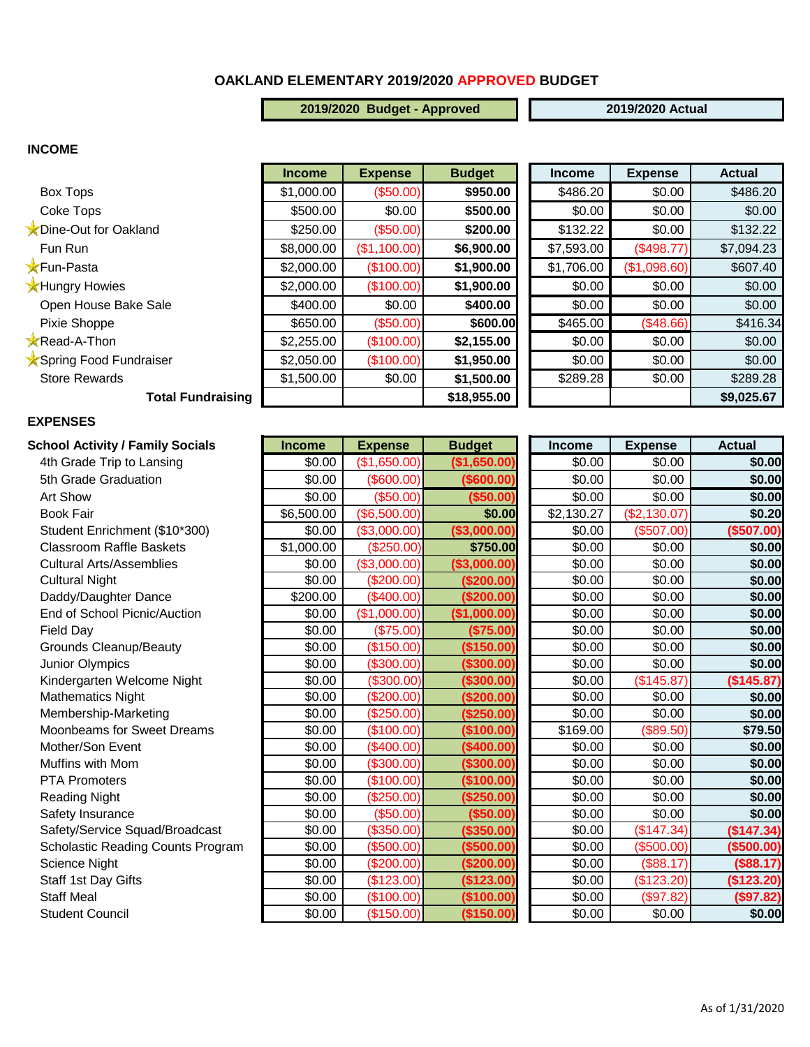# OAKLAND ELEMENTARY 2019/2020 APPROVED BUDGET

## INCOME

| | 2019/2020 Budget - Approved | | | 2019/2020 Actual | | |
|---|---|---|---|---|---|---|
| | Income | Expense | Budget | Income | Expense | Actual |
| Box Tops | $1,000.00 | ($50.00) | **$950.00** | $486.20 | $0.00 | $486.20 |
| Coke Tops | $500.00 | $0.00 | **$500.00** | $0.00 | $0.00 | $0.00 |
| ★Dine-Out for Oakland | $250.00 | ($50.00) | **$200.00** | $132.22 | $0.00 | $132.22 |
| Fun Run | $8,000.00 | ($1,100.00) | **$6,900.00** | $7,593.00 | ($498.77) | $7,094.23 |
| ★Fun-Pasta | $2,000.00 | ($100.00) | **$1,900.00** | $1,706.00 | ($1,098.60) | $607.40 |
| ★Hungry Howies | $2,000.00 | ($100.00) | **$1,900.00** | $0.00 | $0.00 | $0.00 |
| Open House Bake Sale | $400.00 | $0.00 | **$400.00** | $0.00 | $0.00 | $0.00 |
| Pixie Shoppe | $650.00 | ($50.00) | **$600.00** | $465.00 | ($48.66) | $416.34 |
| ★Read-A-Thon | $2,255.00 | ($100.00) | **$2,155.00** | $0.00 | $0.00 | $0.00 |
| ★Spring Food Fundraiser | $2,050.00 | ($100.00) | **$1,950.00** | $0.00 | $0.00 | $0.00 |
| Store Rewards | $1,500.00 | $0.00 | **$1,500.00** | $289.28 | $0.00 | $289.28 |
| **Total Fundraising** | | | **$18,955.00** | | | **$9,025.67** |

## EXPENSES

| School Activity / Family Socials | Income | Expense | Budget | Income | Expense | Actual |
|---|---|---|---|---|---|---|
| 4th Grade Trip to Lansing | $0.00 | ($1,650.00) | **($1,650.00)** | $0.00 | $0.00 | **$0.00** |
| 5th Grade Graduation | $0.00 | ($600.00) | **($600.00)** | $0.00 | $0.00 | **$0.00** |
| Art Show | $0.00 | ($50.00) | **($50.00)** | $0.00 | $0.00 | **$0.00** |
| Book Fair | $6,500.00 | ($6,500.00) | **$0.00** | $2,130.27 | ($2,130.07) | **$0.20** |
| Student Enrichment ($10*300) | $0.00 | ($3,000.00) | **($3,000.00)** | $0.00 | ($507.00) | **($507.00)** |
| Classroom Raffle Baskets | $1,000.00 | ($250.00) | **$750.00** | $0.00 | $0.00 | **$0.00** |
| Cultural Arts/Assemblies | $0.00 | ($3,000.00) | **($3,000.00)** | $0.00 | $0.00 | **$0.00** |
| Cultural Night | $0.00 | ($200.00) | **($200.00)** | $0.00 | $0.00 | **$0.00** |
| Daddy/Daughter Dance | $200.00 | ($400.00) | **($200.00)** | $0.00 | $0.00 | **$0.00** |
| End of School Picnic/Auction | $0.00 | ($1,000.00) | **($1,000.00)** | $0.00 | $0.00 | **$0.00** |
| Field Day | $0.00 | ($75.00) | **($75.00)** | $0.00 | $0.00 | **$0.00** |
| Grounds Cleanup/Beauty | $0.00 | ($150.00) | **($150.00)** | $0.00 | $0.00 | **$0.00** |
| Junior Olympics | $0.00 | ($300.00) | **($300.00)** | $0.00 | $0.00 | **$0.00** |
| Kindergarten Welcome Night | $0.00 | ($300.00) | **($300.00)** | $0.00 | ($145.87) | **($145.87)** |
| Mathematics Night | $0.00 | ($200.00) | **($200.00)** | $0.00 | $0.00 | **$0.00** |
| Membership-Marketing | $0.00 | ($250.00) | **($250.00)** | $0.00 | $0.00 | **$0.00** |
| Moonbeams for Sweet Dreams | $0.00 | ($100.00) | **($100.00)** | $169.00 | ($89.50) | **$79.50** |
| Mother/Son Event | $0.00 | ($400.00) | **($400.00)** | $0.00 | $0.00 | **$0.00** |
| Muffins with Mom | $0.00 | ($300.00) | **($300.00)** | $0.00 | $0.00 | **$0.00** |
| PTA Promoters | $0.00 | ($100.00) | **($100.00)** | $0.00 | $0.00 | **$0.00** |
| Reading Night | $0.00 | ($250.00) | **($250.00)** | $0.00 | $0.00 | **$0.00** |
| Safety Insurance | $0.00 | ($50.00) | **($50.00)** | $0.00 | $0.00 | **$0.00** |
| Safety/Service Squad/Broadcast | $0.00 | ($350.00) | **($350.00)** | $0.00 | ($147.34) | **($147.34)** |
| Scholastic Reading Counts Program | $0.00 | ($500.00) | **($500.00)** | $0.00 | ($500.00) | **($500.00)** |
| Science Night | $0.00 | ($200.00) | **($200.00)** | $0.00 | ($88.17) | **($88.17)** |
| Staff 1st Day Gifts | $0.00 | ($123.00) | **($123.00)** | $0.00 | ($123.20) | **($123.20)** |
| Staff Meal | $0.00 | ($100.00) | **($100.00)** | $0.00 | ($97.82) | **($97.82)** |
| Student Council | $0.00 | ($150.00) | **($150.00)** | $0.00 | $0.00 | **$0.00** |

As of 1/31/2020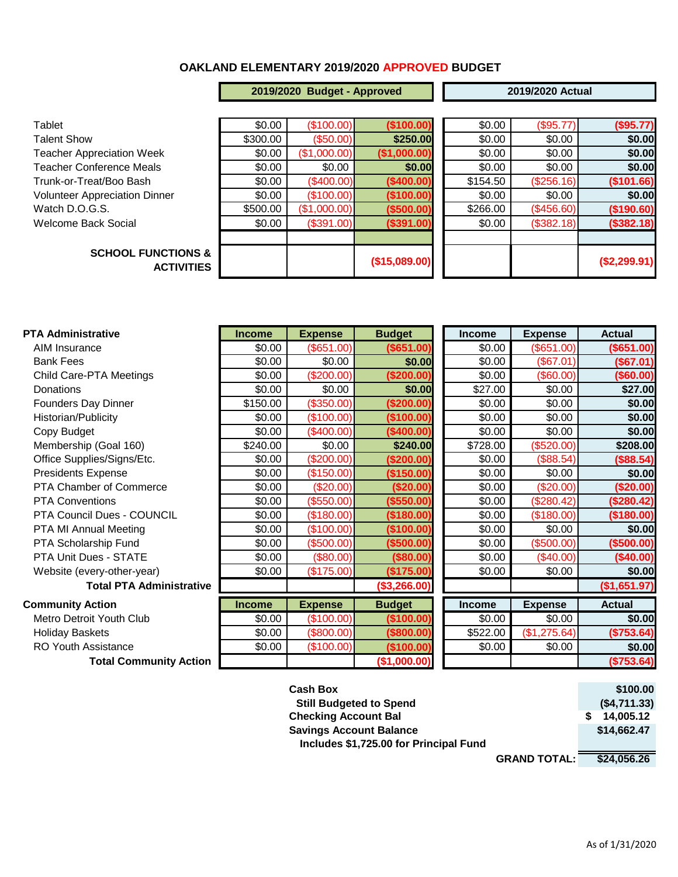# OAKLAND ELEMENTARY 2019/2020 APPROVED BUDGET

| | 2019/2020 Budget - Approved | | | 2019/2020 Actual | | |
|---|---|---|---|---|---|---|
| Tablet | $0.00 | ($100.00) | ($100.00) | $0.00 | ($95.77) | ($95.77) |
| Talent Show | $300.00 | ($50.00) | $250.00 | $0.00 | $0.00 | $0.00 |
| Teacher Appreciation Week | $0.00 | ($1,000.00) | ($1,000.00) | $0.00 | $0.00 | $0.00 |
| Teacher Conference Meals | $0.00 | $0.00 | $0.00 | $0.00 | $0.00 | $0.00 |
| Trunk-or-Treat/Boo Bash | $0.00 | ($400.00) | ($400.00) | $154.50 | ($256.16) | ($101.66) |
| Volunteer Appreciation Dinner | $0.00 | ($100.00) | ($100.00) | $0.00 | $0.00 | $0.00 |
| Watch D.O.G.S. | $500.00 | ($1,000.00) | ($500.00) | $266.00 | ($456.60) | ($190.60) |
| Welcome Back Social | $0.00 | ($391.00) | ($391.00) | $0.00 | ($382.18) | ($382.18) |
| **SCHOOL FUNCTIONS & ACTIVITIES** | | | ($15,089.00) | | | ($2,299.91) |

| PTA Administrative | Income | Expense | Budget | Income | Expense | Actual |
|---|---|---|---|---|---|---|
| AIM Insurance | $0.00 | ($651.00) | ($651.00) | $0.00 | ($651.00) | ($651.00) |
| Bank Fees | $0.00 | $0.00 | $0.00 | $0.00 | ($67.01) | ($67.01) |
| Child Care-PTA Meetings | $0.00 | ($200.00) | ($200.00) | $0.00 | ($60.00) | ($60.00) |
| Donations | $0.00 | $0.00 | $0.00 | $27.00 | $0.00 | $27.00 |
| Founders Day Dinner | $150.00 | ($350.00) | ($200.00) | $0.00 | $0.00 | $0.00 |
| Historian/Publicity | $0.00 | ($100.00) | ($100.00) | $0.00 | $0.00 | $0.00 |
| Copy Budget | $0.00 | ($400.00) | ($400.00) | $0.00 | $0.00 | $0.00 |
| Membership (Goal 160) | $240.00 | $0.00 | $240.00 | $728.00 | ($520.00) | $208.00 |
| Office Supplies/Signs/Etc. | $0.00 | ($200.00) | ($200.00) | $0.00 | ($88.54) | ($88.54) |
| Presidents Expense | $0.00 | ($150.00) | ($150.00) | $0.00 | $0.00 | $0.00 |
| PTA Chamber of Commerce | $0.00 | ($20.00) | ($20.00) | $0.00 | ($20.00) | ($20.00) |
| PTA Conventions | $0.00 | ($550.00) | ($550.00) | $0.00 | ($280.42) | ($280.42) |
| PTA Council Dues - COUNCIL | $0.00 | ($180.00) | ($180.00) | $0.00 | ($180.00) | ($180.00) |
| PTA MI Annual Meeting | $0.00 | ($100.00) | ($100.00) | $0.00 | $0.00 | $0.00 |
| PTA Scholarship Fund | $0.00 | ($500.00) | ($500.00) | $0.00 | ($500.00) | ($500.00) |
| PTA Unit Dues - STATE | $0.00 | ($80.00) | ($80.00) | $0.00 | ($40.00) | ($40.00) |
| Website (every-other-year) | $0.00 | ($175.00) | ($175.00) | $0.00 | $0.00 | $0.00 |
| **Total PTA Administrative** | | | ($3,266.00) | | | ($1,651.97) |

| Community Action | Income | Expense | Budget | Income | Expense | Actual |
|---|---|---|---|---|---|---|
| Metro Detroit Youth Club | $0.00 | ($100.00) | ($100.00) | $0.00 | $0.00 | $0.00 |
| Holiday Baskets | $0.00 | ($800.00) | ($800.00) | $522.00 | ($1,275.64) | ($753.64) |
| RO Youth Assistance | $0.00 | ($100.00) | ($100.00) | $0.00 | $0.00 | $0.00 |
| **Total Community Action** | | | ($1,000.00) | | | ($753.64) |

| | |
|---|---|
| **Cash Box** | $100.00 |
| **Still Budgeted to Spend** | ($4,711.33) |
| **Checking Account Bal** | $ 14,005.12 |
| **Savings Account Balance** | $14,662.47 |
| **Includes $1,725.00 for Principal Fund** | |
| **GRAND TOTAL:** | $24,056.26 |

As of 1/31/2020